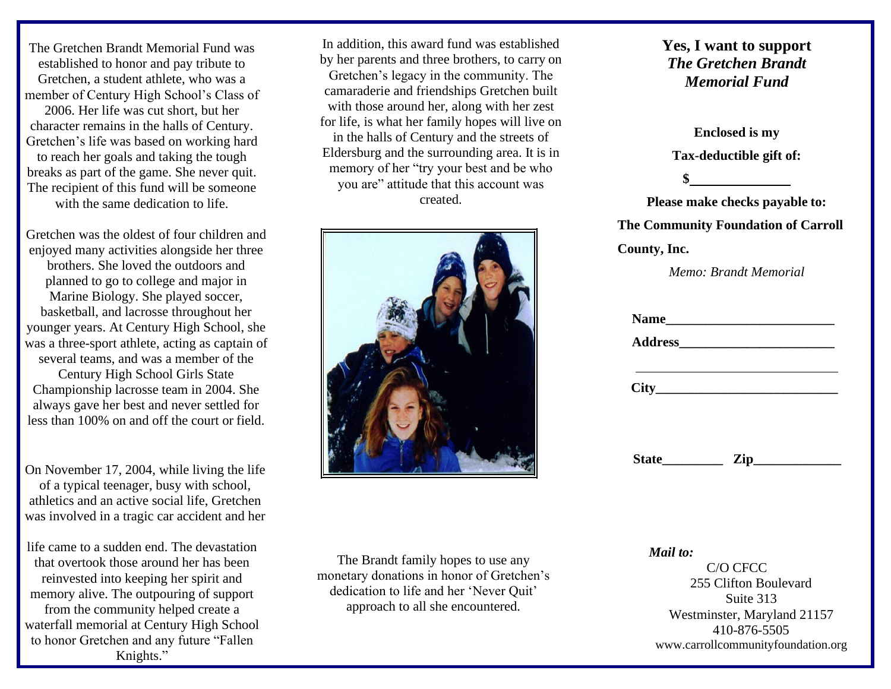The Gretchen Brandt Memorial Fund was established to honor and pay tribute to Gretchen, a student athlete, who was a member of Century High School's Class of 2006. Her life was cut short, but her character remains in the halls of Century. Gretchen's life was based on working hard to reach her goals and taking the tough breaks as part of the game. She never quit. The recipient of this fund will be someone with the same dedication to life.

Gretchen was the oldest of four children and enjoyed many activities alongside her three brothers. She loved the outdoors and planned to go to college and major in Marine Biology. She played soccer, basketball, and lacrosse throughout her younger years. At Century High School, she was a three-sport athlete, acting as captain of several teams, and was a member of the Century High School Girls State Championship lacrosse team in 2004. She always gave her best and never settled for less than 100% on and off the court or field.

On November 17, 2004, while living the life of a typical teenager, busy with school, athletics and an active social life, Gretchen was involved in a tragic car accident and her life came to a sudden end. The devastation that overtook those around her has been reinvested into keeping her spirit and memory alive. The outpouring of support from the community helped create a waterfall memorial at Century High School to honor Gretchen and any future "Fallen Knights."

In addition, this award fund was established by her parents and three brothers, to carry on Gretchen's legacy in the community. The camaraderie and friendships Gretchen built with those around her, along with her zest for life, is what her family hopes will live on in the halls of Century and the streets of Eldersburg and the surrounding area. It is in memory of her "try your best and be who you are" attitude that this account was created.

The Brandt family hopes to use any monetary donations in honor of Gretchen's dedication to life and her 'Never Quit' approach to all she encountered.

## Yes, I want to support *The Gretchen Brandt Memorial Fund*

**Enclosed is my**

**Tax-deductible gift of:**

**$______________**

**Please make checks payable to:**

**The Community Foundation of Carroll County, Inc.**

*Memo: Brandt Memorial*

**Name_________________________**

**Address_______________________**

_______________________________

**City___________________________**

**State_________ Zip_____________**

***Mail to:***

C/O CFCC
255 Clifton Boulevard
Suite 313
Westminster, Maryland 21157
410-876-5505
www.carrollcommunityfoundation.org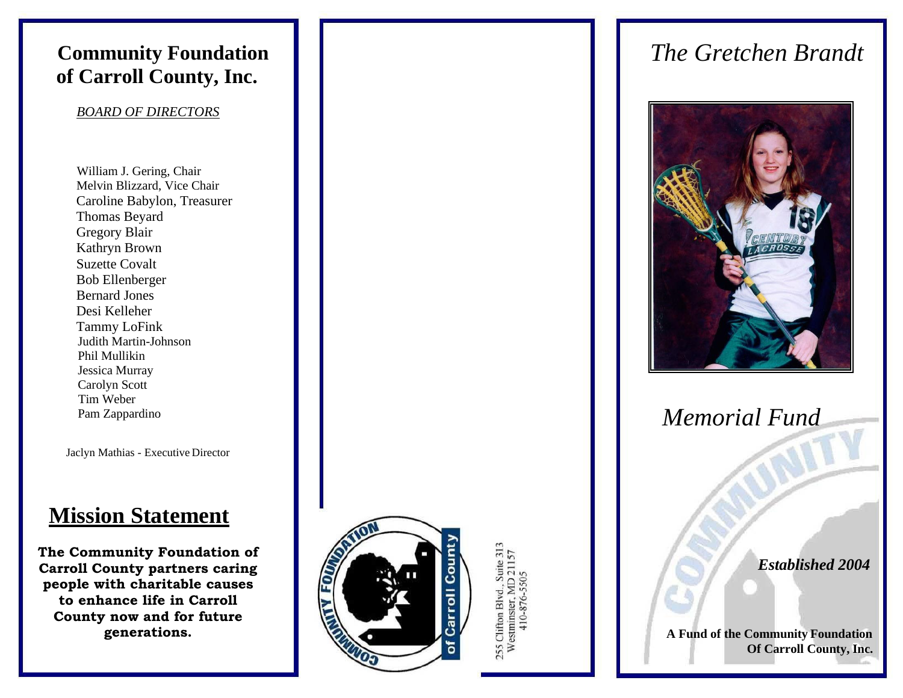## Community Foundation of Carroll County, Inc.

*BOARD OF DIRECTORS*

William J. Gering, Chair
Melvin Blizzard, Vice Chair
Caroline Babylon, Treasurer
Thomas Beyard
Gregory Blair
Kathryn Brown
Suzette Covalt
Bob Ellenberger
Bernard Jones
Desi Kelleher
Tammy LoFink
Judith Martin-Johnson
Phil Mullikin
Jessica Murray
Carolyn Scott
Tim Weber
Pam Zappardino

Jaclyn Mathias - Executive Director

## Mission Statement

**The Community Foundation of Carroll County partners caring people with charitable causes to enhance life in Carroll County now and for future generations.**

255 Clifton Blvd., Suite 313
Westminster, MD 21157
410-876-5505

# *The Gretchen Brandt Memorial Fund*

***Established 2004***

**A Fund of the Community Foundation Of Carroll County, Inc.**